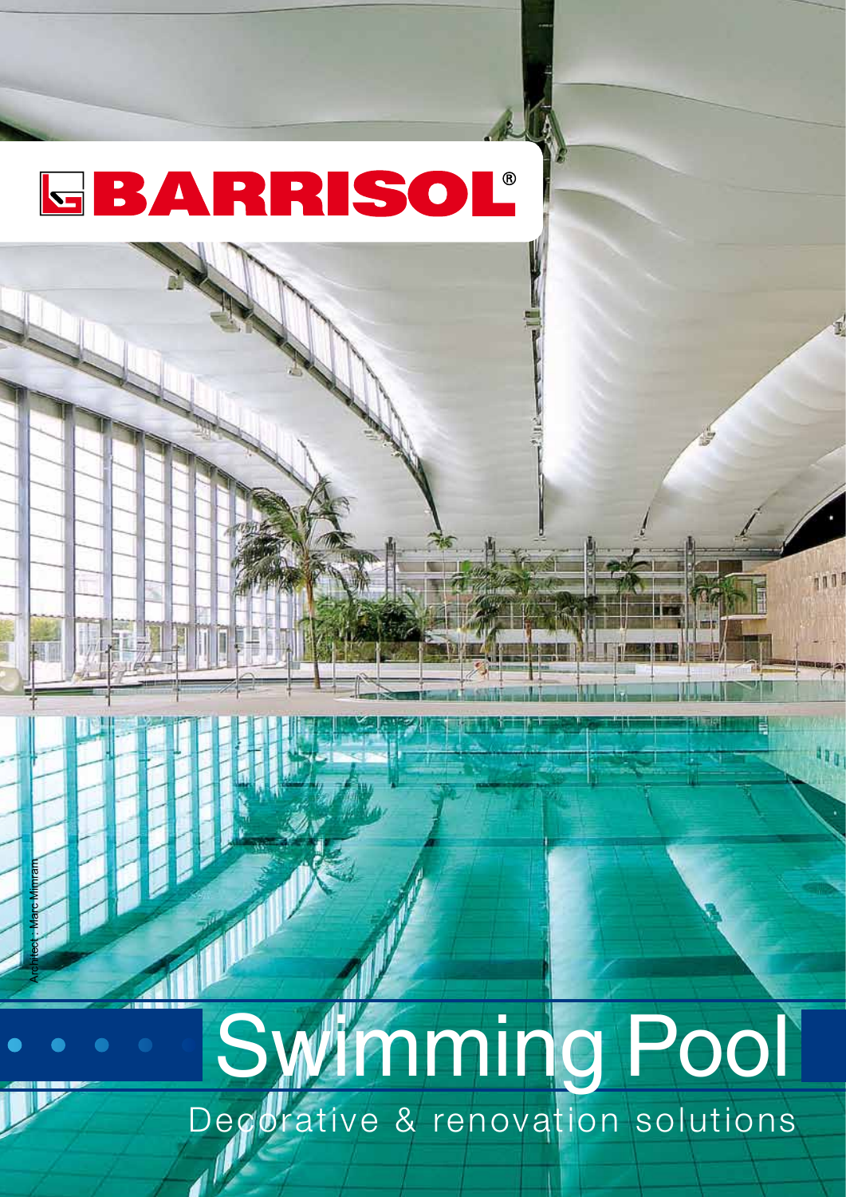# BARRISOL®

Architect : Marc Mimram

# Swimming Pool

## Decorative & renovation solutions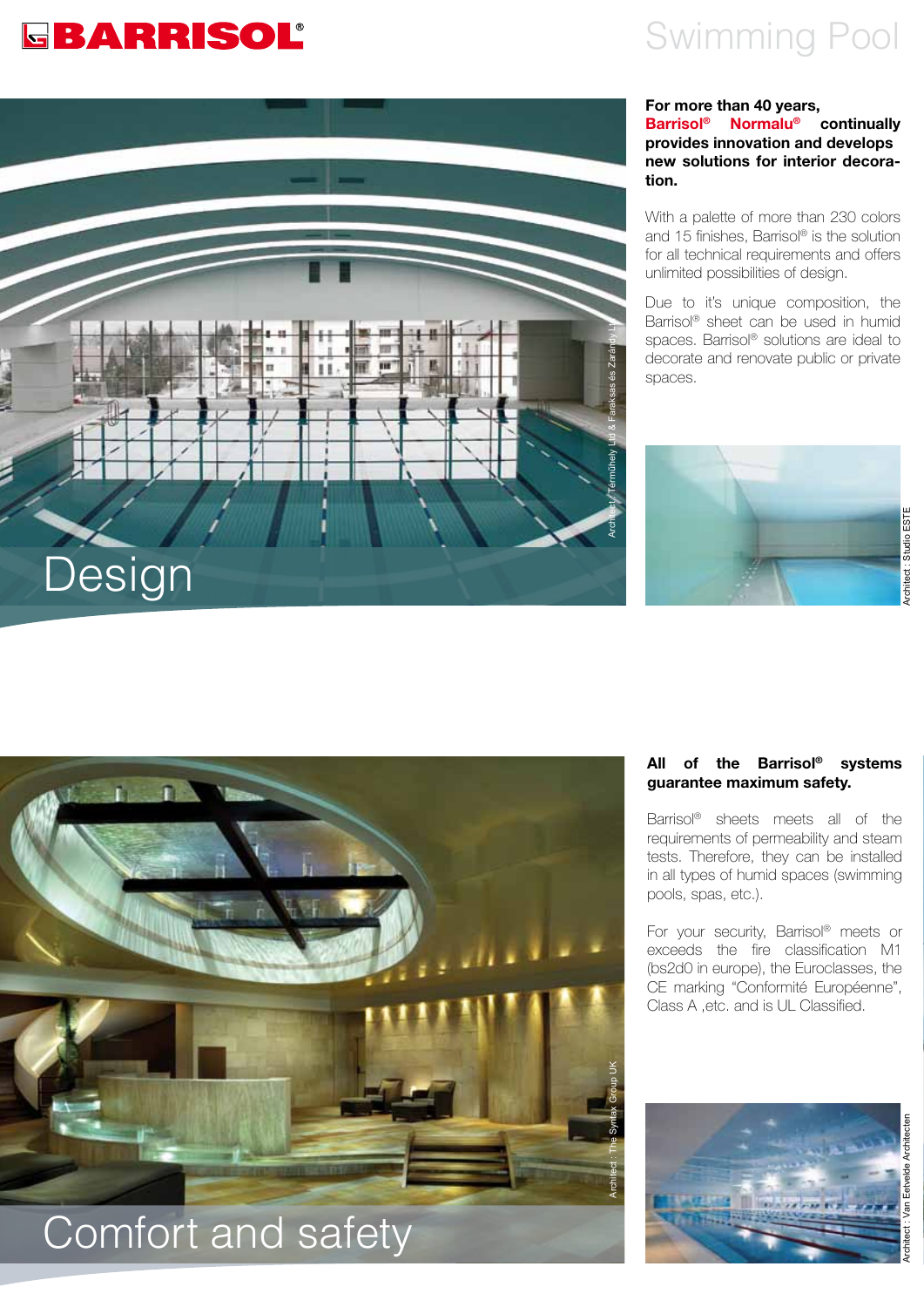# Swimming Pool

## Design

Architect: Termühely Ltd & Faraksas és Zarándy Ltd

**For more than 40 years, Barrisol® Normalu® continually provides innovation and develops new solutions for interior decoration.**

With a palette of more than 230 colors and 15 finishes, Barrisol® is the solution for all technical requirements and offers unlimited possibilities of design.

Due to it's unique composition, the Barrisol® sheet can be used in humid spaces. Barrisol® solutions are ideal to decorate and renovate public or private spaces.

Architect : Studio ESTE

## Comfort and safety

Architect : The Syntax Group UK

**All of the Barrisol® systems guarantee maximum safety.**

Barrisol® sheets meets all of the requirements of permeability and steam tests. Therefore, they can be installed in all types of humid spaces (swimming pools, spas, etc.).

For your security, Barrisol® meets or exceeds the fire classification M1 (bs2d0 in europe), the Euroclasses, the CE marking "Conformité Européenne", Class A ,etc. and is UL Classified.

Architect : Van Eetvelde Architecten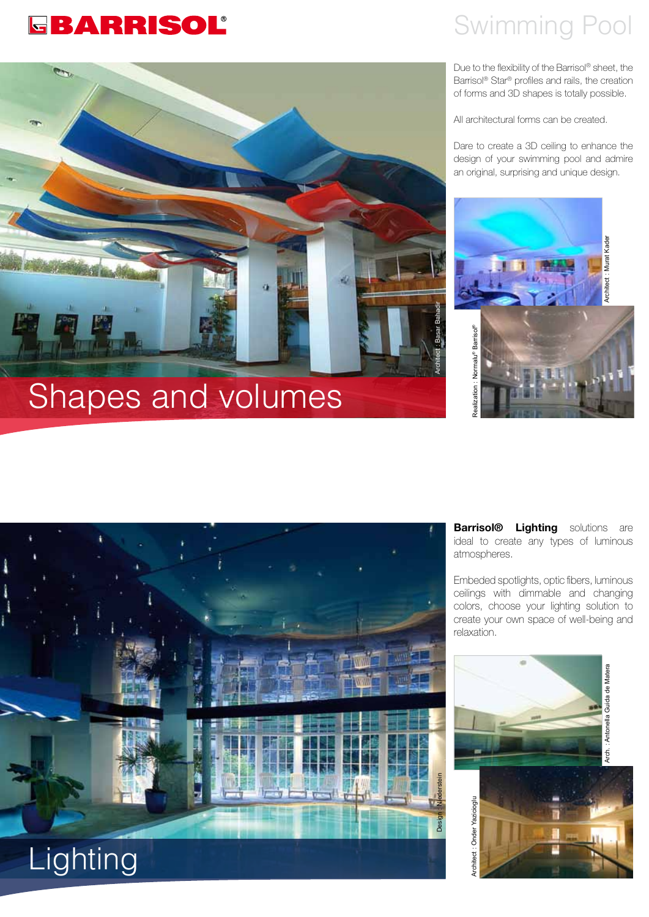# BARRISOL®

## Swimming Pool

Due to the flexibility of the Barrisol® sheet, the Barrisol® Star® profiles and rails, the creation of forms and 3D shapes is totally possible.

All architectural forms can be created.

Dare to create a 3D ceiling to enhance the design of your swimming pool and admire an original, surprising and unique design.

Architect : Basar Bahadir

Architect : Murat Kader

Realization : Normalu® Barrisol®

## Shapes and volumes

**Barrisol® Lighting** solutions are ideal to create any types of luminous atmospheres.

Embeded spotlights, optic fibers, luminous ceilings with dimmable and changing colors, choose your lighting solution to create your own space of well-being and relaxation.

Design : Niederstein

Arch. : Antonella Guida de Matera

Architect : Onder Yazicioglu

## Lighting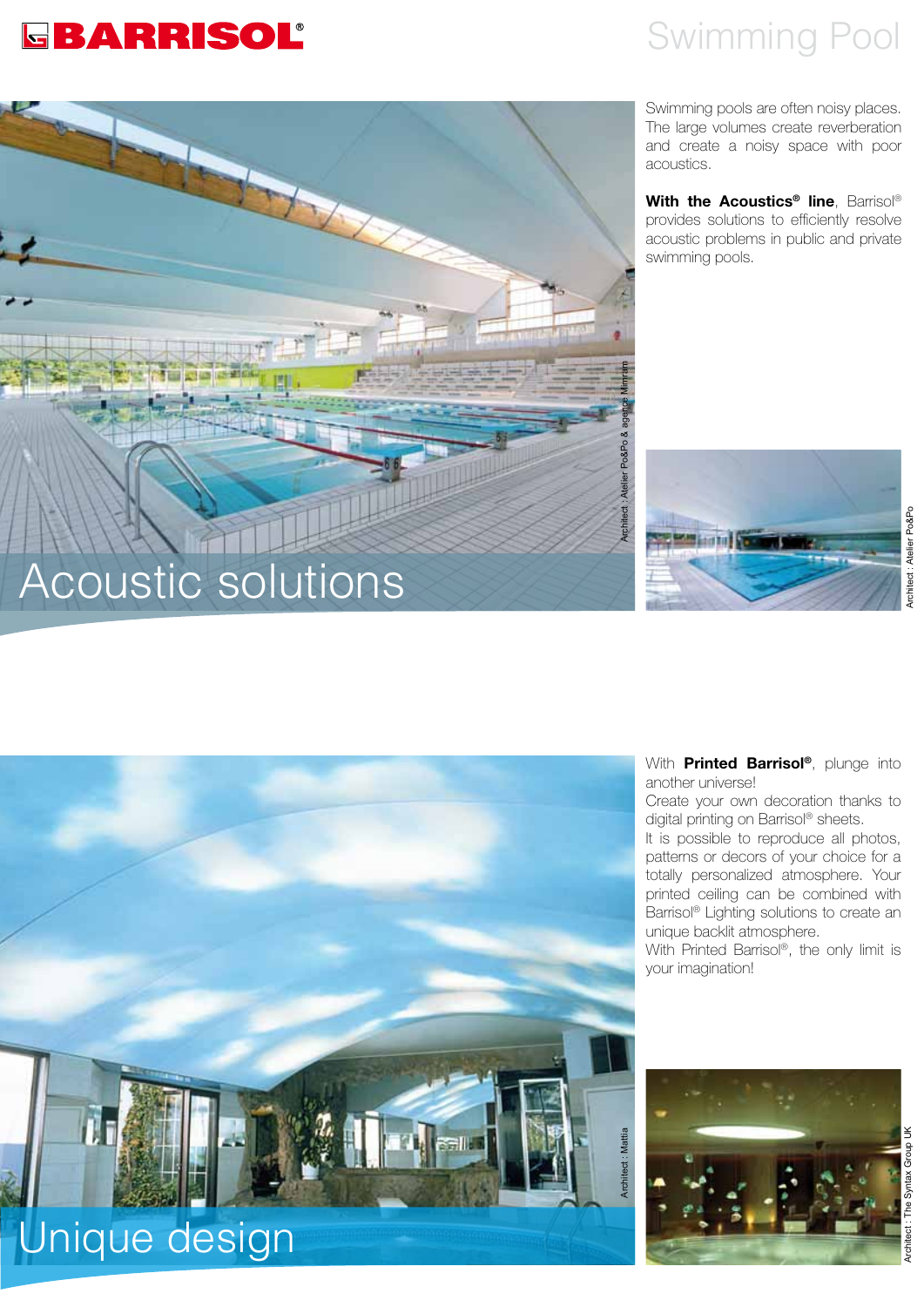# Swimming Pool

## Acoustic solutions

Architect : Atelier Po&Po & agence Mimram

Swimming pools are often noisy places. The large volumes create reverberation and create a noisy space with poor acoustics.

**With the Acoustics® line**, Barrisol® provides solutions to efficiently resolve acoustic problems in public and private swimming pools.

Architect : Atelier Po&Po

## Unique design

Architect : Mattia

With **Printed Barrisol®**, plunge into another universe!

Create your own decoration thanks to digital printing on Barrisol® sheets.

It is possible to reproduce all photos, patterns or decors of your choice for a totally personalized atmosphere. Your printed ceiling can be combined with Barrisol® Lighting solutions to create an unique backlit atmosphere.

With Printed Barrisol®, the only limit is your imagination!

Architect : The Syntax Group UK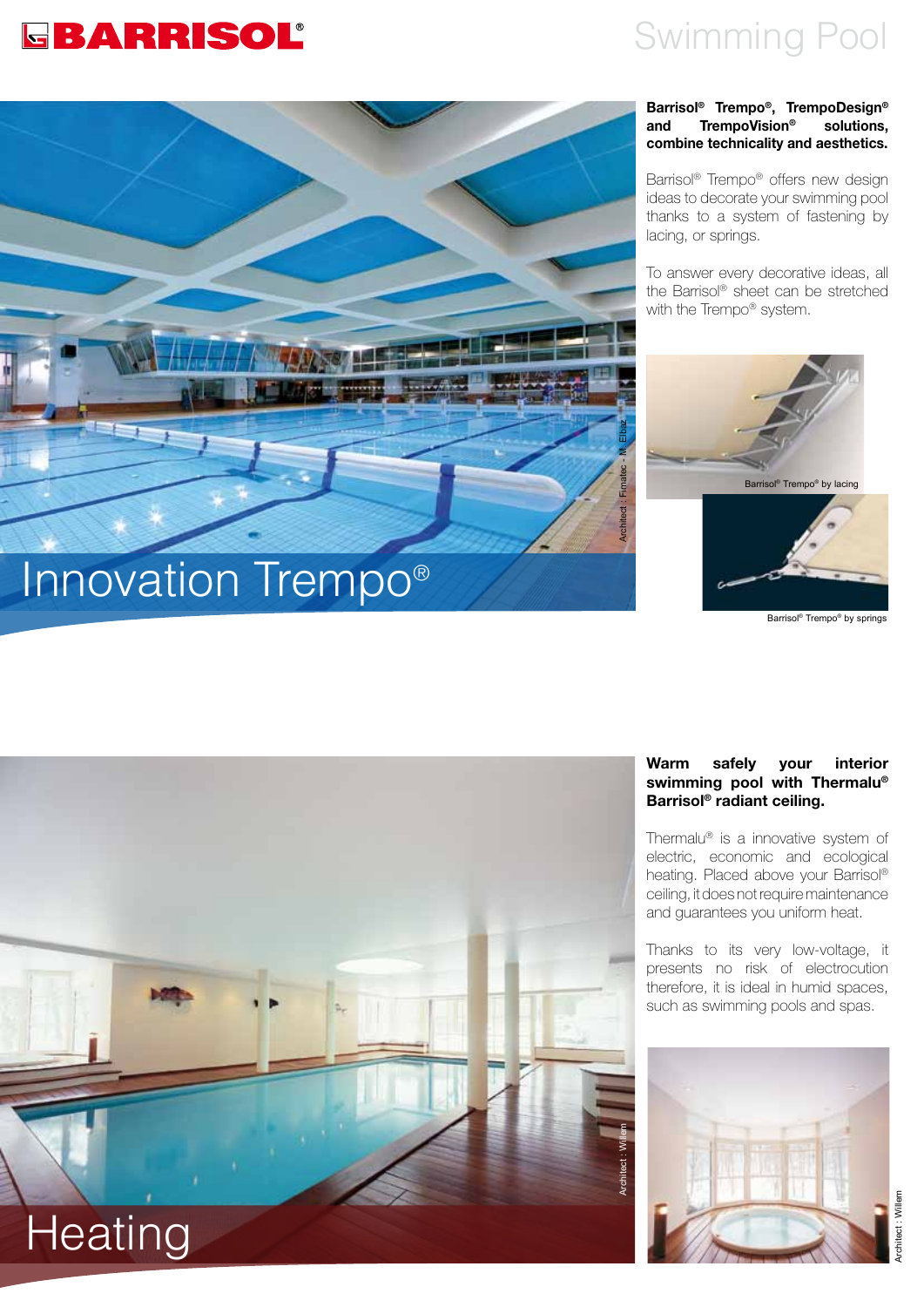# Swimming Pool

## Innovation Trempo®

Architect : Fimatec - M. Elbaz

**Barrisol® Trempo®, TrempoDesign® and TrempoVision® solutions, combine technicality and aesthetics.**

Barrisol® Trempo® offers new design ideas to decorate your swimming pool thanks to a system of fastening by lacing, or springs.

To answer every decorative ideas, all the Barrisol® sheet can be stretched with the Trempo® system.

Barrisol® Trempo® by lacing

Barrisol® Trempo® by springs

## Heating

Architect : Willem

**Warm safely your interior swimming pool with Thermalu® Barrisol® radiant ceiling.**

Thermalu® is a innovative system of electric, economic and ecological heating. Placed above your Barrisol® ceiling, it does not require maintenance and guarantees you uniform heat.

Thanks to its very low-voltage, it presents no risk of electrocution therefore, it is ideal in humid spaces, such as swimming pools and spas.

Architect : Willem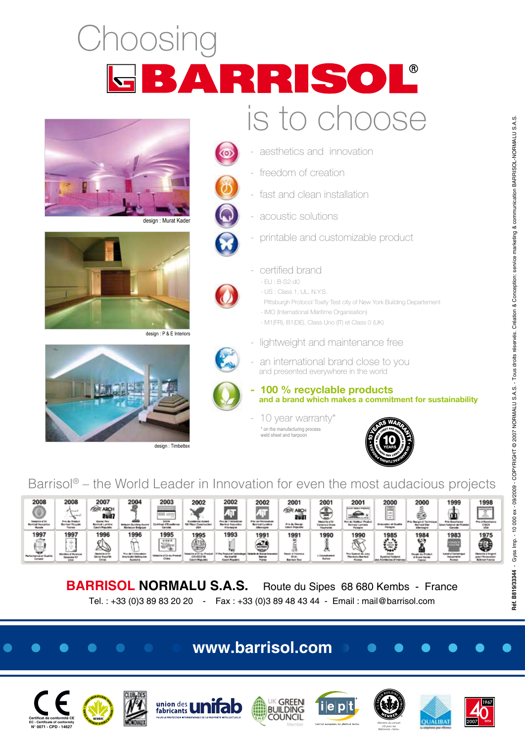# Choosing BARRISOL® is to choose

design : Murat Kader

design : P & E Interiors

design : Timbettex

- aesthetics and innovation
- freedom of creation
- fast and clean installation
- acoustic solutions
- printable and customizable product
- certified brand
  - EU : B-S2-d0
  - US : Class 1, UL, N.Y.S. Pittsburgh Protocol Toxity Test city of New York Building Departement
  - IMO (International Maritime Organisation)
  - M1(FR), B1(DE), Class Uno (IT) et Class 0 (UK)
- lightweight and maintenance free
- an international brand close to you
  and presented everywhere in the world
- **100 % recyclable products**
  **and a brand which makes a commitment for sustainability**
- 10 year warranty*
  * on the manufacturing process weld sheet and harpoon

10 YEARS WARRANTY

## Barrisol® – the World Leader in Innovation for even the most audacious projects

2008 2008 2007 2004 2003 2002 2002 2002 2001 2001 2001 2000 2000 1999 1998

1997 1997 1996 1996 1995 1995 1993 1991 1991 1990 1990 1985 1984 1983 1975

**BARRISOL NORMALU S.A.S.** Route du Sipes 68 680 Kembs - France

Tel. : +33 (0)3 89 83 20 20 - Fax : +33 (0)3 89 48 43 44 - Email : mail@barrisol.com

**www.barrisol.com**

Certificat de conformité CE
EC - Certificate of conformity
N° 0071 - CPD - 14627

Réf. B819/33344 - Gyss Imp. - 10 000 ex - 09/2009 - COPYRIGHT © 2007 NORMALU S.A.S. - Tous droits réservés. Création & Conception: service marketing & communication BARRISOL-NORMALU S.A.S.